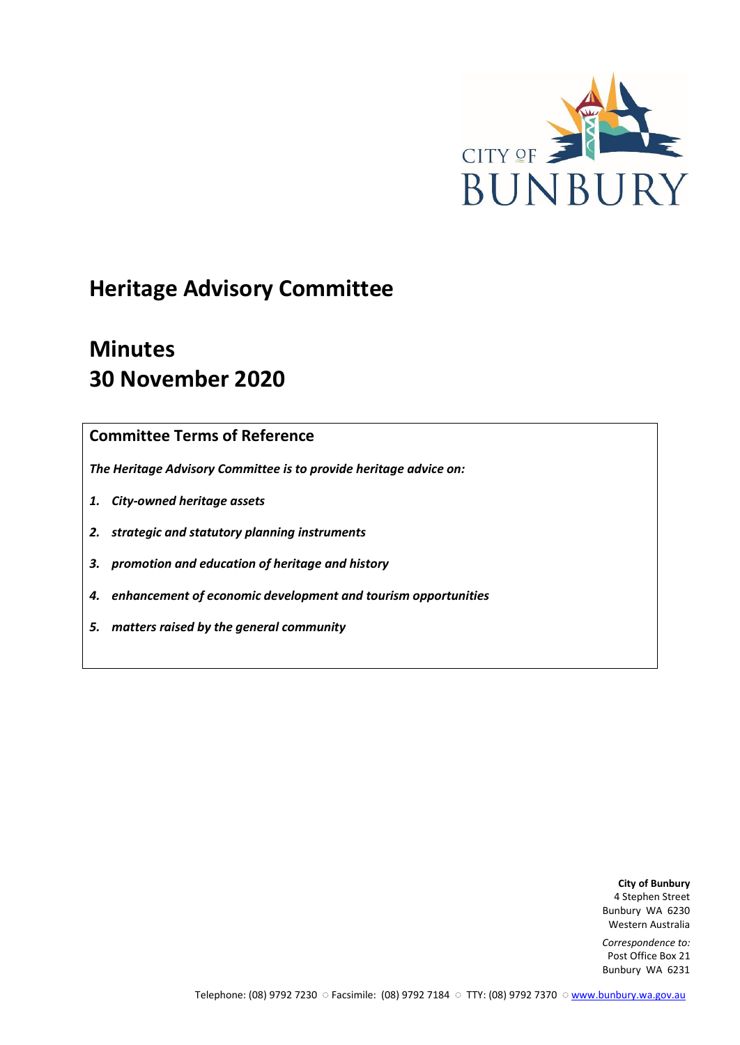CITY OF BUNBURY

# Heritage Advisory Committee

# Minutes
# 30 November 2020

## Committee Terms of Reference

***The Heritage Advisory Committee is to provide heritage advice on:***

1. ***City-owned heritage assets***
2. ***strategic and statutory planning instruments***
3. ***promotion and education of heritage and history***
4. ***enhancement of economic development and tourism opportunities***
5. ***matters raised by the general community***

**City of Bunbury**
4 Stephen Street
Bunbury WA 6230
Western Australia

*Correspondence to:*
Post Office Box 21
Bunbury WA 6231

Telephone: (08) 9792 7230 ○ Facsimile: (08) 9792 7184 ○ TTY: (08) 9792 7370 ○ www.bunbury.wa.gov.au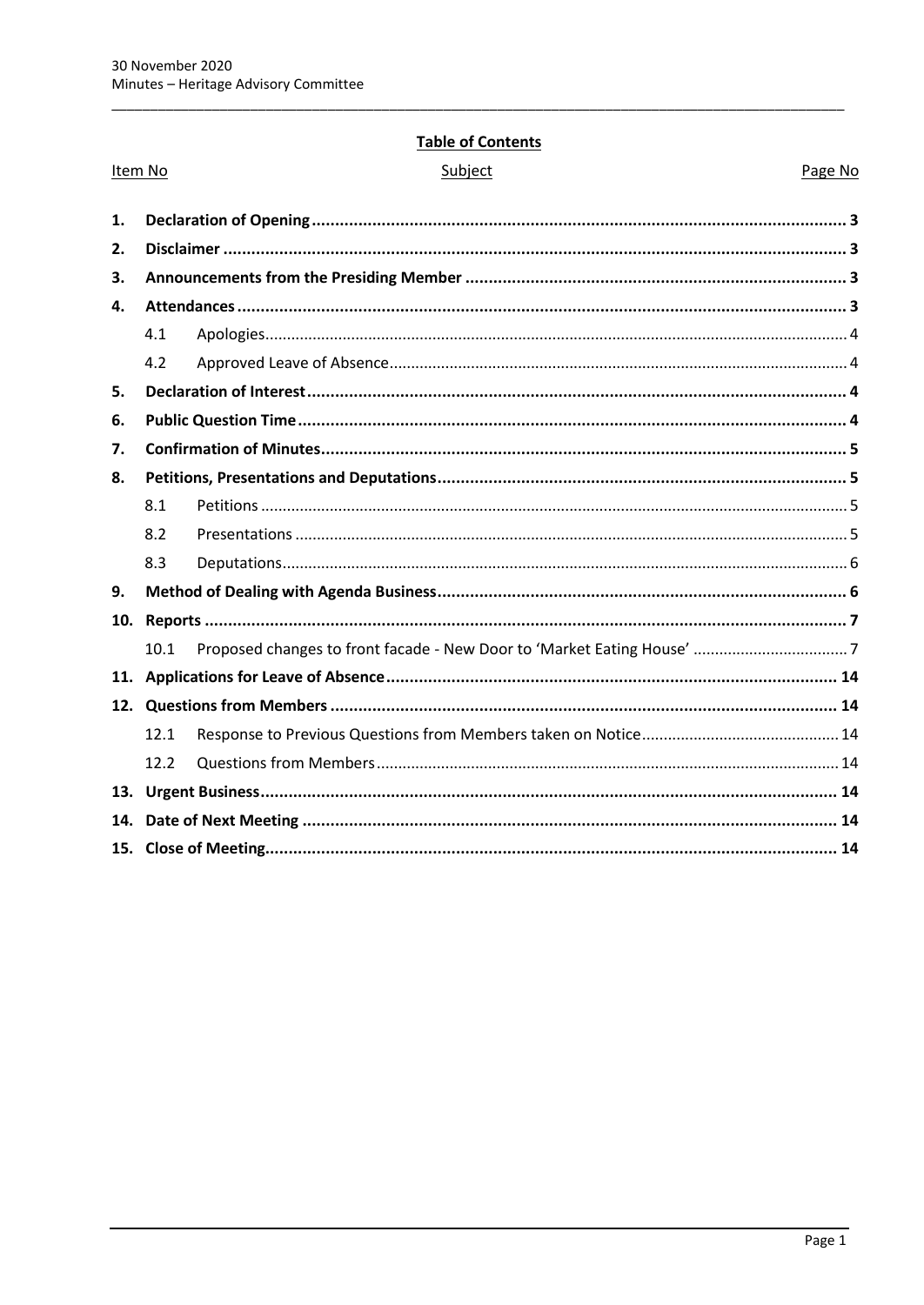**Table of Contents**

| Item No | Subject | Page No |
|---|---|---|
| **1.** | **Declaration of Opening** | **3** |
| **2.** | **Disclaimer** | **3** |
| **3.** | **Announcements from the Presiding Member** | **3** |
| **4.** | **Attendances** | **3** |
| 4.1 | Apologies | 4 |
| 4.2 | Approved Leave of Absence | 4 |
| **5.** | **Declaration of Interest** | **4** |
| **6.** | **Public Question Time** | **4** |
| **7.** | **Confirmation of Minutes** | **5** |
| **8.** | **Petitions, Presentations and Deputations** | **5** |
| 8.1 | Petitions | 5 |
| 8.2 | Presentations | 5 |
| 8.3 | Deputations | 6 |
| **9.** | **Method of Dealing with Agenda Business** | **6** |
| **10.** | **Reports** | **7** |
| 10.1 | Proposed changes to front facade - New Door to 'Market Eating House' | 7 |
| **11.** | **Applications for Leave of Absence** | **14** |
| **12.** | **Questions from Members** | **14** |
| 12.1 | Response to Previous Questions from Members taken on Notice | 14 |
| 12.2 | Questions from Members | 14 |
| **13.** | **Urgent Business** | **14** |
| **14.** | **Date of Next Meeting** | **14** |
| **15.** | **Close of Meeting** | **14** |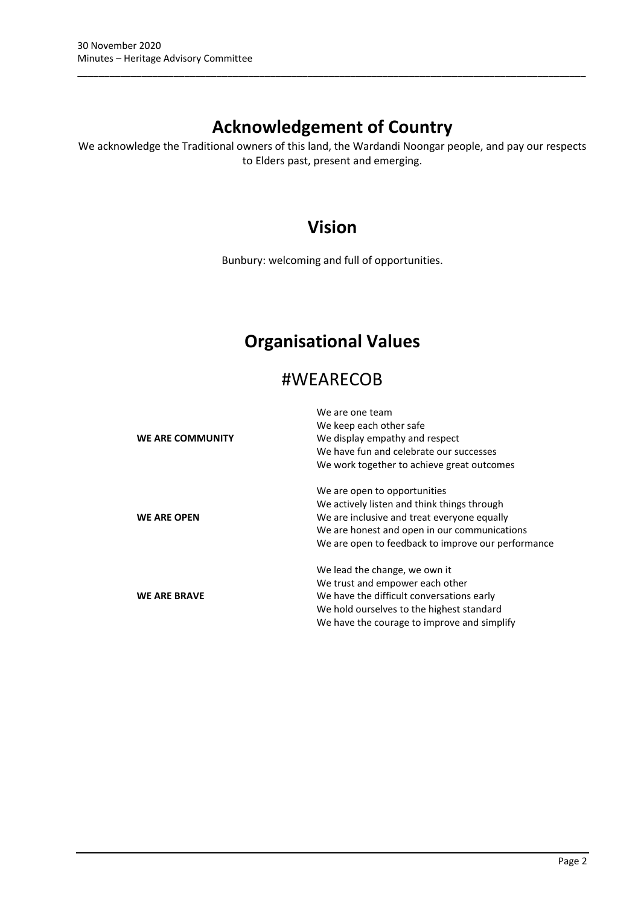# Acknowledgement of Country

We acknowledge the Traditional owners of this land, the Wardandi Noongar people, and pay our respects to Elders past, present and emerging.

# Vision

Bunbury: welcoming and full of opportunities.

# Organisational Values

## #WEARECOB

| | |
|---|---|
| **WE ARE COMMUNITY** | We are one team<br>We keep each other safe<br>We display empathy and respect<br>We have fun and celebrate our successes<br>We work together to achieve great outcomes |
| **WE ARE OPEN** | We are open to opportunities<br>We actively listen and think things through<br>We are inclusive and treat everyone equally<br>We are honest and open in our communications<br>We are open to feedback to improve our performance |
| **WE ARE BRAVE** | We lead the change, we own it<br>We trust and empower each other<br>We have the difficult conversations early<br>We hold ourselves to the highest standard<br>We have the courage to improve and simplify |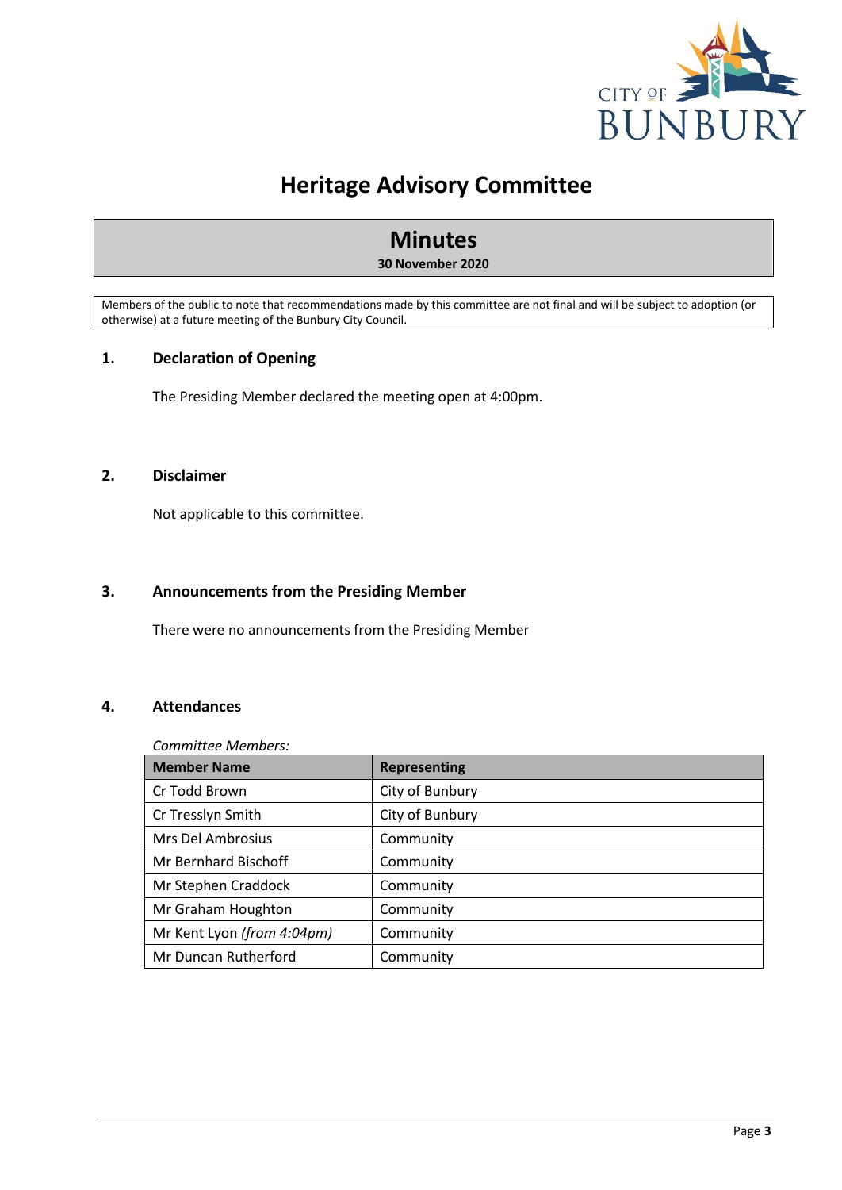# Heritage Advisory Committee

## Minutes

**30 November 2020**

Members of the public to note that recommendations made by this committee are not final and will be subject to adoption (or otherwise) at a future meeting of the Bunbury City Council.

### 1. Declaration of Opening

The Presiding Member declared the meeting open at 4:00pm.

### 2. Disclaimer

Not applicable to this committee.

### 3. Announcements from the Presiding Member

There were no announcements from the Presiding Member

### 4. Attendances

*Committee Members:*

| Member Name | Representing |
| --- | --- |
| Cr Todd Brown | City of Bunbury |
| Cr Tresslyn Smith | City of Bunbury |
| Mrs Del Ambrosius | Community |
| Mr Bernhard Bischoff | Community |
| Mr Stephen Craddock | Community |
| Mr Graham Houghton | Community |
| Mr Kent Lyon *(from 4:04pm)* | Community |
| Mr Duncan Rutherford | Community |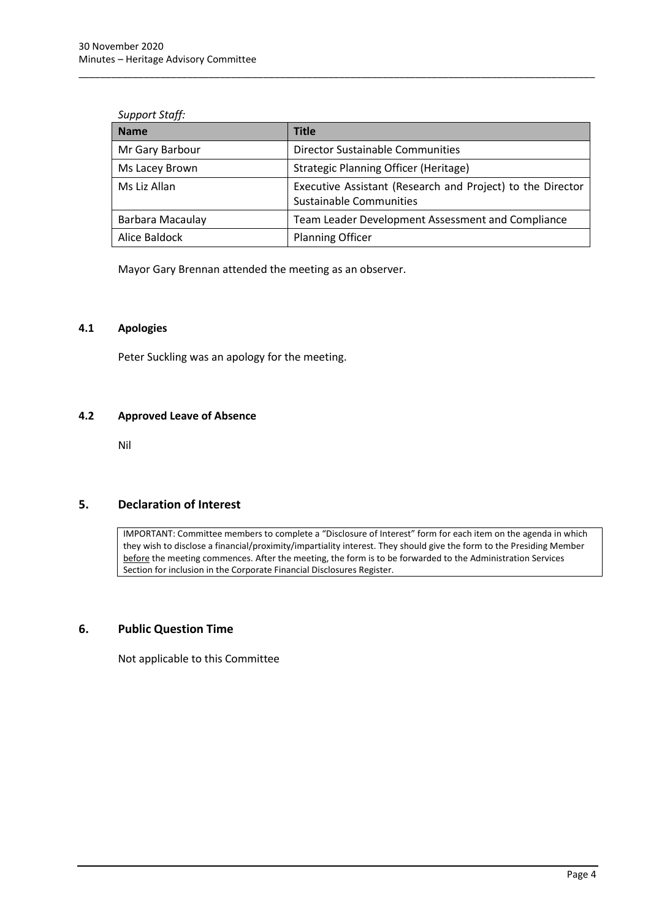*Support Staff:*

| Name | Title |
|---|---|
| Mr Gary Barbour | Director Sustainable Communities |
| Ms Lacey Brown | Strategic Planning Officer (Heritage) |
| Ms Liz Allan | Executive Assistant (Research and Project) to the Director Sustainable Communities |
| Barbara Macaulay | Team Leader Development Assessment and Compliance |
| Alice Baldock | Planning Officer |

Mayor Gary Brennan attended the meeting as an observer.

### 4.1 Apologies

Peter Suckling was an apology for the meeting.

### 4.2 Approved Leave of Absence

Nil

## 5. Declaration of Interest

IMPORTANT: Committee members to complete a "Disclosure of Interest" form for each item on the agenda in which they wish to disclose a financial/proximity/impartiality interest. They should give the form to the Presiding Member before the meeting commences. After the meeting, the form is to be forwarded to the Administration Services Section for inclusion in the Corporate Financial Disclosures Register.

## 6. Public Question Time

Not applicable to this Committee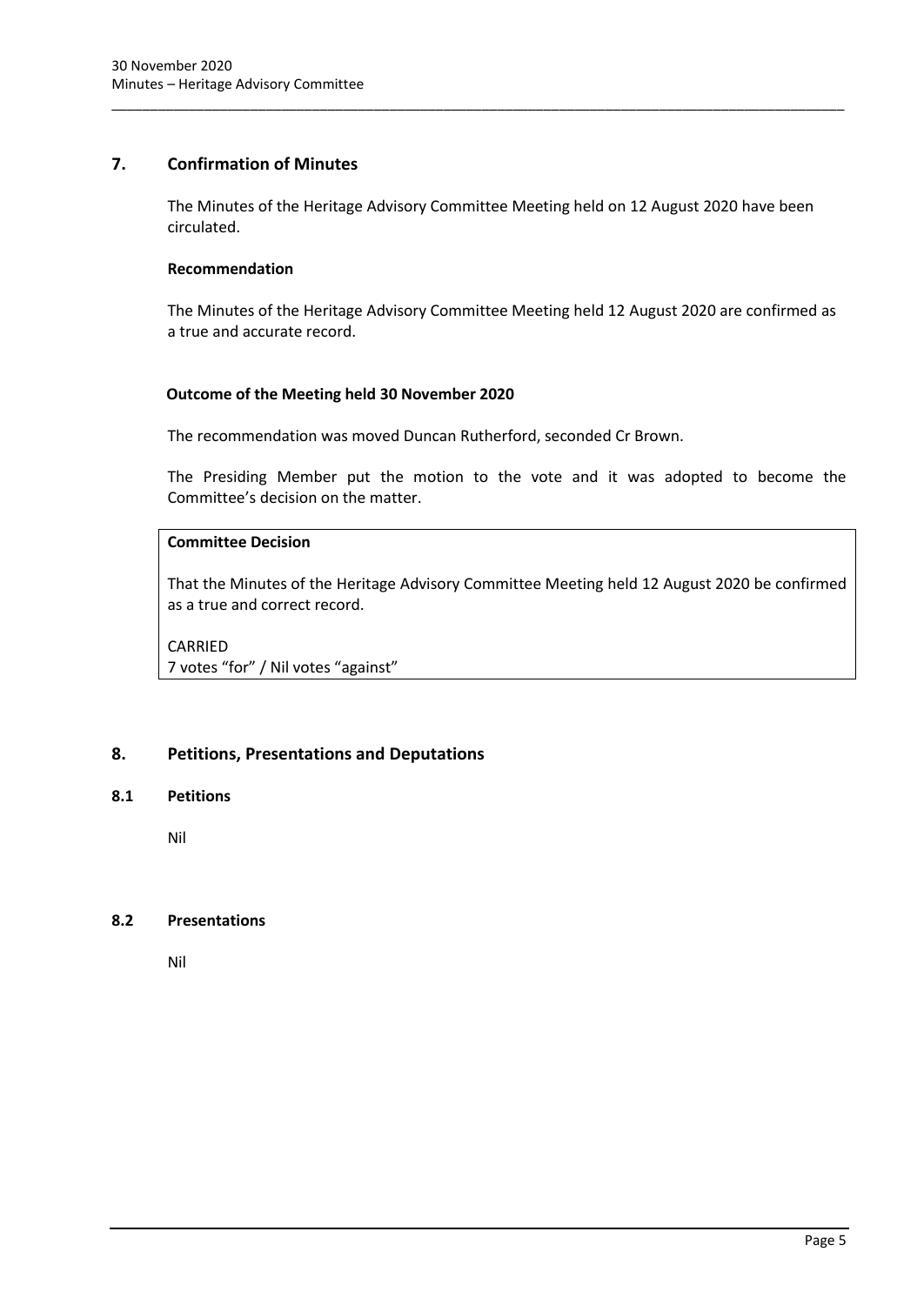## 7. Confirmation of Minutes

The Minutes of the Heritage Advisory Committee Meeting held on 12 August 2020 have been circulated.

**Recommendation**

The Minutes of the Heritage Advisory Committee Meeting held 12 August 2020 are confirmed as a true and accurate record.

**Outcome of the Meeting held 30 November 2020**

The recommendation was moved Duncan Rutherford, seconded Cr Brown.

The Presiding Member put the motion to the vote and it was adopted to become the Committee's decision on the matter.

**Committee Decision**

That the Minutes of the Heritage Advisory Committee Meeting held 12 August 2020 be confirmed as a true and correct record.

CARRIED
7 votes "for" / Nil votes "against"

## 8. Petitions, Presentations and Deputations

### 8.1 Petitions

Nil

### 8.2 Presentations

Nil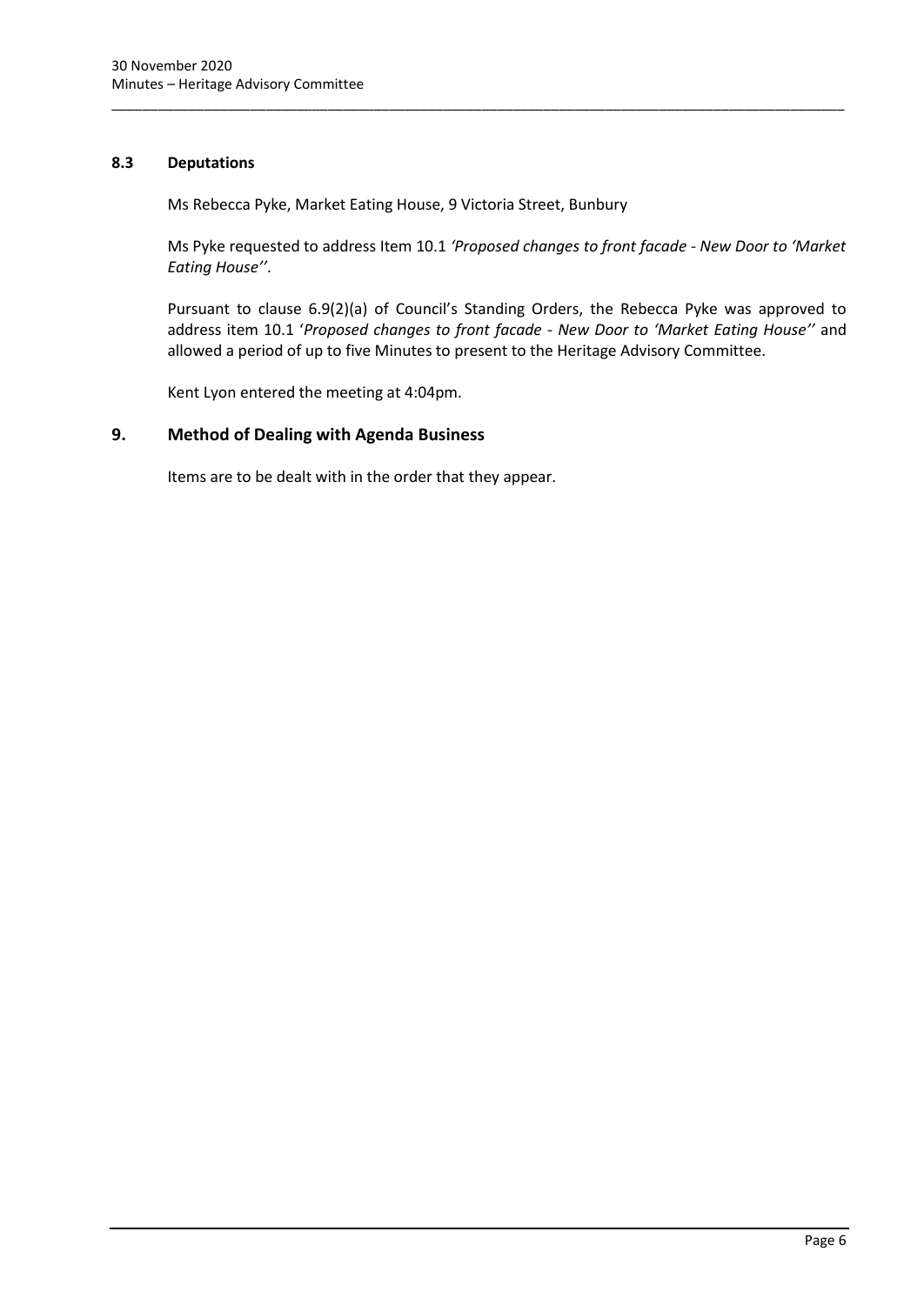### 8.3 Deputations

Ms Rebecca Pyke, Market Eating House, 9 Victoria Street, Bunbury

Ms Pyke requested to address Item 10.1 *'Proposed changes to front facade - New Door to 'Market Eating House''*.

Pursuant to clause 6.9(2)(a) of Council's Standing Orders, the Rebecca Pyke was approved to address item 10.1 '*Proposed changes to front facade - New Door to 'Market Eating House''* and allowed a period of up to five Minutes to present to the Heritage Advisory Committee.

Kent Lyon entered the meeting at 4:04pm.

## 9. Method of Dealing with Agenda Business

Items are to be dealt with in the order that they appear.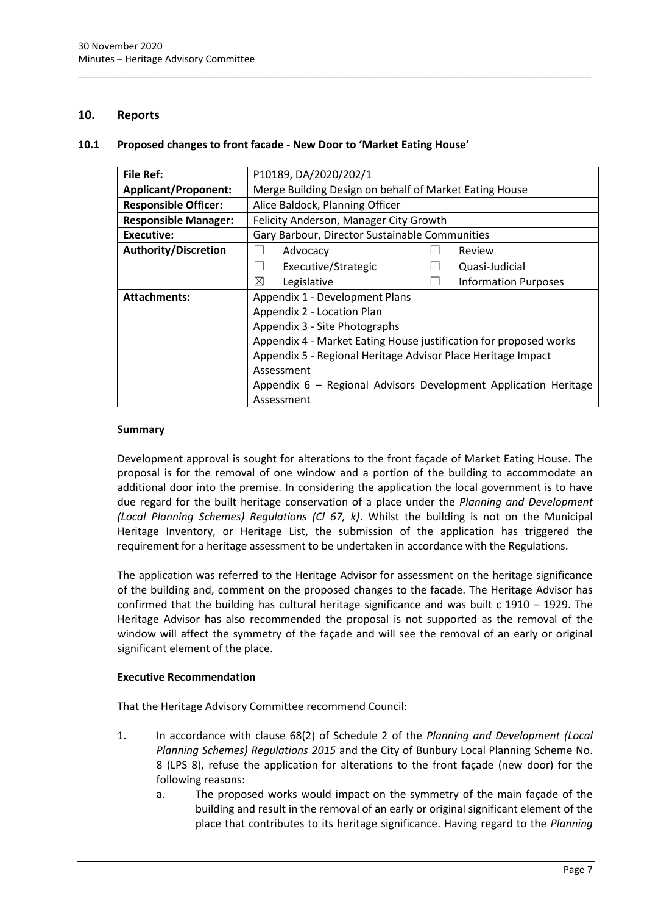## 10. Reports

### 10.1 Proposed changes to front facade - New Door to 'Market Eating House'

| | |
|---|---|
| **File Ref:** | P10189, DA/2020/202/1 |
| **Applicant/Proponent:** | Merge Building Design on behalf of Market Eating House |
| **Responsible Officer:** | Alice Baldock, Planning Officer |
| **Responsible Manager:** | Felicity Anderson, Manager City Growth |
| **Executive:** | Gary Barbour, Director Sustainable Communities |
| **Authority/Discretion** | ☐ Advocacy ☐ Review<br>☐ Executive/Strategic ☐ Quasi-Judicial<br>☒ Legislative ☐ Information Purposes |
| **Attachments:** | Appendix 1 - Development Plans<br>Appendix 2 - Location Plan<br>Appendix 3 - Site Photographs<br>Appendix 4 - Market Eating House justification for proposed works<br>Appendix 5 - Regional Heritage Advisor Place Heritage Impact Assessment<br>Appendix 6 – Regional Advisors Development Application Heritage Assessment |

**Summary**

Development approval is sought for alterations to the front façade of Market Eating House. The proposal is for the removal of one window and a portion of the building to accommodate an additional door into the premise. In considering the application the local government is to have due regard for the built heritage conservation of a place under the *Planning and Development (Local Planning Schemes) Regulations (Cl 67, k)*. Whilst the building is not on the Municipal Heritage Inventory, or Heritage List, the submission of the application has triggered the requirement for a heritage assessment to be undertaken in accordance with the Regulations.

The application was referred to the Heritage Advisor for assessment on the heritage significance of the building and, comment on the proposed changes to the facade. The Heritage Advisor has confirmed that the building has cultural heritage significance and was built c 1910 – 1929. The Heritage Advisor has also recommended the proposal is not supported as the removal of the window will affect the symmetry of the façade and will see the removal of an early or original significant element of the place.

**Executive Recommendation**

That the Heritage Advisory Committee recommend Council:

1. In accordance with clause 68(2) of Schedule 2 of the *Planning and Development (Local Planning Schemes) Regulations 2015* and the City of Bunbury Local Planning Scheme No. 8 (LPS 8), refuse the application for alterations to the front façade (new door) for the following reasons:
   a. The proposed works would impact on the symmetry of the main façade of the building and result in the removal of an early or original significant element of the place that contributes to its heritage significance. Having regard to the *Planning*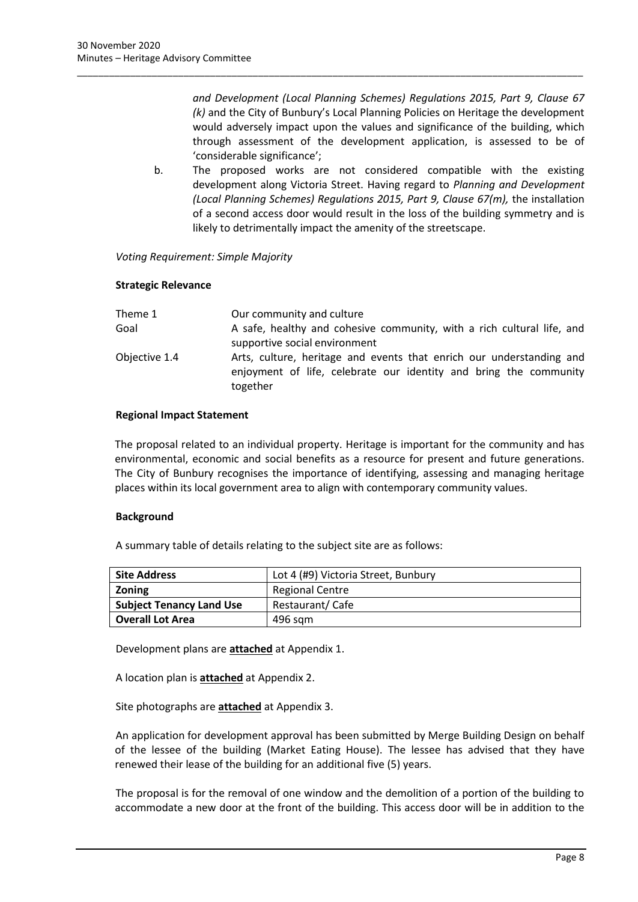*and Development (Local Planning Schemes) Regulations 2015, Part 9, Clause 67 (k)* and the City of Bunbury's Local Planning Policies on Heritage the development would adversely impact upon the values and significance of the building, which through assessment of the development application, is assessed to be of 'considerable significance';

b. The proposed works are not considered compatible with the existing development along Victoria Street. Having regard to *Planning and Development (Local Planning Schemes) Regulations 2015, Part 9, Clause 67(m),* the installation of a second access door would result in the loss of the building symmetry and is likely to detrimentally impact the amenity of the streetscape.

*Voting Requirement: Simple Majority*

**Strategic Relevance**

| | |
|---|---|
| Theme 1 | Our community and culture |
| Goal | A safe, healthy and cohesive community, with a rich cultural life, and supportive social environment |
| Objective 1.4 | Arts, culture, heritage and events that enrich our understanding and enjoyment of life, celebrate our identity and bring the community together |

**Regional Impact Statement**

The proposal related to an individual property. Heritage is important for the community and has environmental, economic and social benefits as a resource for present and future generations. The City of Bunbury recognises the importance of identifying, assessing and managing heritage places within its local government area to align with contemporary community values.

**Background**

A summary table of details relating to the subject site are as follows:

| **Site Address** | Lot 4 (#9) Victoria Street, Bunbury |
|---|---|
| **Zoning** | Regional Centre |
| **Subject Tenancy Land Use** | Restaurant/ Cafe |
| **Overall Lot Area** | 496 sqm |

Development plans are **attached** at Appendix 1.

A location plan is **attached** at Appendix 2.

Site photographs are **attached** at Appendix 3.

An application for development approval has been submitted by Merge Building Design on behalf of the lessee of the building (Market Eating House). The lessee has advised that they have renewed their lease of the building for an additional five (5) years.

The proposal is for the removal of one window and the demolition of a portion of the building to accommodate a new door at the front of the building. This access door will be in addition to the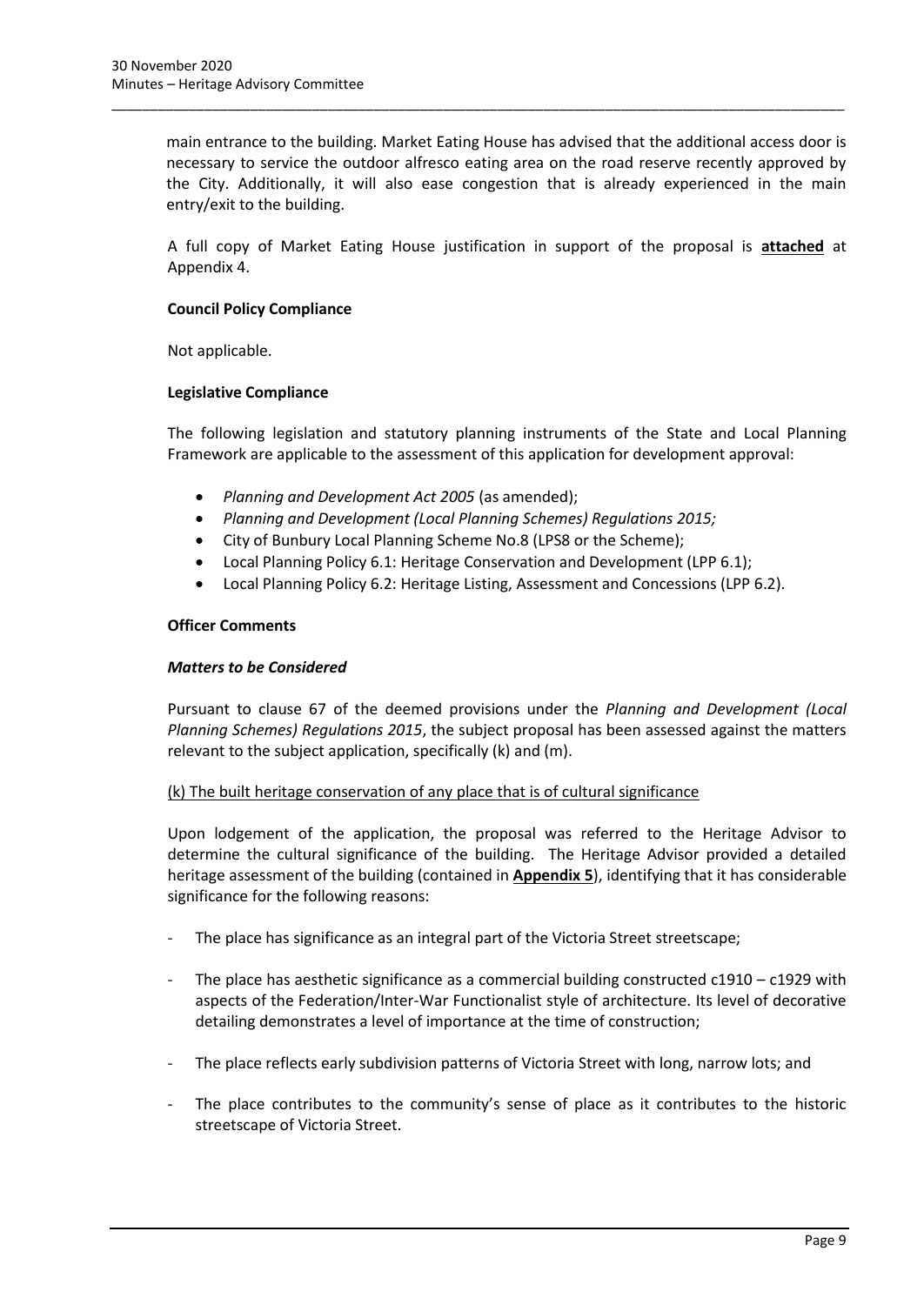main entrance to the building. Market Eating House has advised that the additional access door is necessary to service the outdoor alfresco eating area on the road reserve recently approved by the City. Additionally, it will also ease congestion that is already experienced in the main entry/exit to the building.

A full copy of Market Eating House justification in support of the proposal is **attached** at Appendix 4.

**Council Policy Compliance**

Not applicable.

**Legislative Compliance**

The following legislation and statutory planning instruments of the State and Local Planning Framework are applicable to the assessment of this application for development approval:

- *Planning and Development Act 2005* (as amended);
- *Planning and Development (Local Planning Schemes) Regulations 2015;*
- City of Bunbury Local Planning Scheme No.8 (LPS8 or the Scheme);
- Local Planning Policy 6.1: Heritage Conservation and Development (LPP 6.1);
- Local Planning Policy 6.2: Heritage Listing, Assessment and Concessions (LPP 6.2).

**Officer Comments**

***Matters to be Considered***

Pursuant to clause 67 of the deemed provisions under the *Planning and Development (Local Planning Schemes) Regulations 2015*, the subject proposal has been assessed against the matters relevant to the subject application, specifically (k) and (m).

<u>(k) The built heritage conservation of any place that is of cultural significance</u>

Upon lodgement of the application, the proposal was referred to the Heritage Advisor to determine the cultural significance of the building. The Heritage Advisor provided a detailed heritage assessment of the building (contained in **<u>Appendix 5</u>**), identifying that it has considerable significance for the following reasons:

- The place has significance as an integral part of the Victoria Street streetscape;
- The place has aesthetic significance as a commercial building constructed c1910 – c1929 with aspects of the Federation/Inter-War Functionalist style of architecture. Its level of decorative detailing demonstrates a level of importance at the time of construction;
- The place reflects early subdivision patterns of Victoria Street with long, narrow lots; and
- The place contributes to the community's sense of place as it contributes to the historic streetscape of Victoria Street.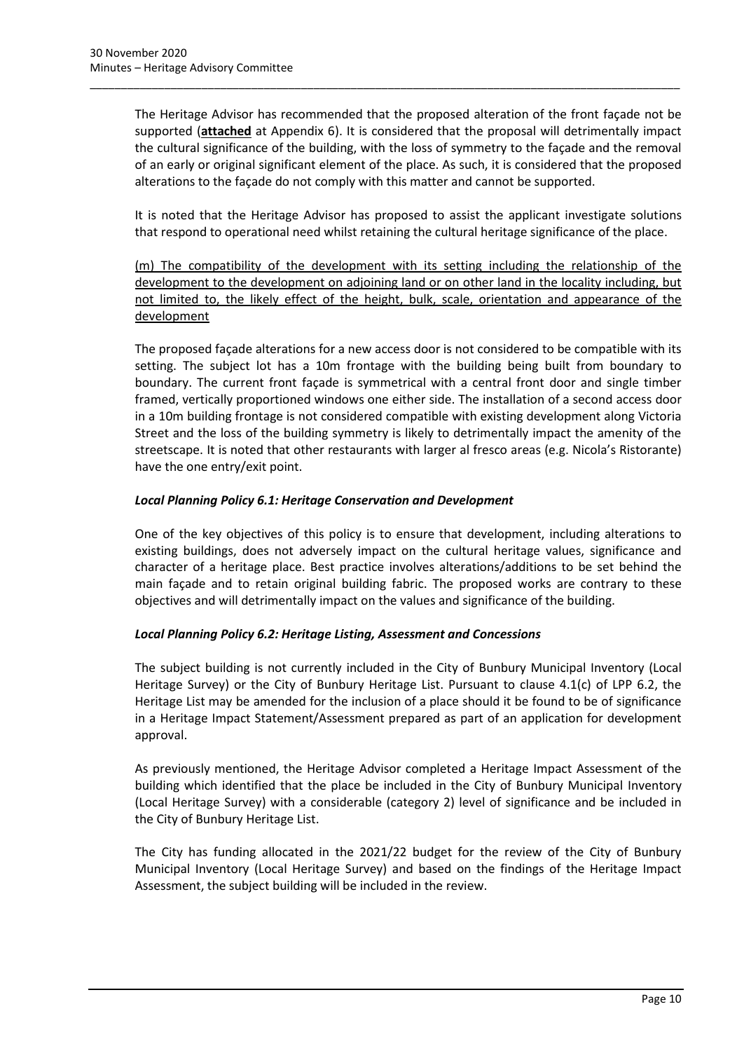The Heritage Advisor has recommended that the proposed alteration of the front façade not be supported (**attached** at Appendix 6). It is considered that the proposal will detrimentally impact the cultural significance of the building, with the loss of symmetry to the façade and the removal of an early or original significant element of the place. As such, it is considered that the proposed alterations to the façade do not comply with this matter and cannot be supported.

It is noted that the Heritage Advisor has proposed to assist the applicant investigate solutions that respond to operational need whilst retaining the cultural heritage significance of the place.

<u>(m) The compatibility of the development with its setting including the relationship of the development to the development on adjoining land or on other land in the locality including, but not limited to, the likely effect of the height, bulk, scale, orientation and appearance of the development</u>

The proposed façade alterations for a new access door is not considered to be compatible with its setting. The subject lot has a 10m frontage with the building being built from boundary to boundary. The current front façade is symmetrical with a central front door and single timber framed, vertically proportioned windows one either side. The installation of a second access door in a 10m building frontage is not considered compatible with existing development along Victoria Street and the loss of the building symmetry is likely to detrimentally impact the amenity of the streetscape. It is noted that other restaurants with larger al fresco areas (e.g. Nicola's Ristorante) have the one entry/exit point.

***Local Planning Policy 6.1: Heritage Conservation and Development***

One of the key objectives of this policy is to ensure that development, including alterations to existing buildings, does not adversely impact on the cultural heritage values, significance and character of a heritage place. Best practice involves alterations/additions to be set behind the main façade and to retain original building fabric. The proposed works are contrary to these objectives and will detrimentally impact on the values and significance of the building.

***Local Planning Policy 6.2: Heritage Listing, Assessment and Concessions***

The subject building is not currently included in the City of Bunbury Municipal Inventory (Local Heritage Survey) or the City of Bunbury Heritage List. Pursuant to clause 4.1(c) of LPP 6.2, the Heritage List may be amended for the inclusion of a place should it be found to be of significance in a Heritage Impact Statement/Assessment prepared as part of an application for development approval.

As previously mentioned, the Heritage Advisor completed a Heritage Impact Assessment of the building which identified that the place be included in the City of Bunbury Municipal Inventory (Local Heritage Survey) with a considerable (category 2) level of significance and be included in the City of Bunbury Heritage List.

The City has funding allocated in the 2021/22 budget for the review of the City of Bunbury Municipal Inventory (Local Heritage Survey) and based on the findings of the Heritage Impact Assessment, the subject building will be included in the review.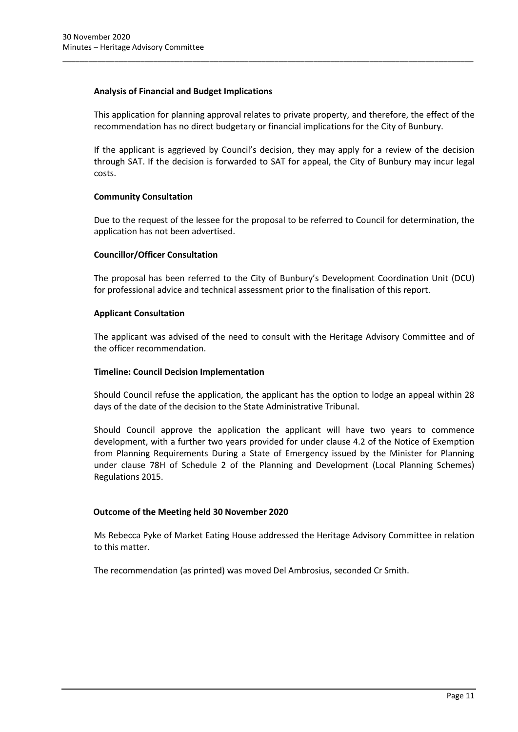**Analysis of Financial and Budget Implications**

This application for planning approval relates to private property, and therefore, the effect of the recommendation has no direct budgetary or financial implications for the City of Bunbury.

If the applicant is aggrieved by Council's decision, they may apply for a review of the decision through SAT. If the decision is forwarded to SAT for appeal, the City of Bunbury may incur legal costs.

**Community Consultation**

Due to the request of the lessee for the proposal to be referred to Council for determination, the application has not been advertised.

**Councillor/Officer Consultation**

The proposal has been referred to the City of Bunbury's Development Coordination Unit (DCU) for professional advice and technical assessment prior to the finalisation of this report.

**Applicant Consultation**

The applicant was advised of the need to consult with the Heritage Advisory Committee and of the officer recommendation.

**Timeline: Council Decision Implementation**

Should Council refuse the application, the applicant has the option to lodge an appeal within 28 days of the date of the decision to the State Administrative Tribunal.

Should Council approve the application the applicant will have two years to commence development, with a further two years provided for under clause 4.2 of the Notice of Exemption from Planning Requirements During a State of Emergency issued by the Minister for Planning under clause 78H of Schedule 2 of the Planning and Development (Local Planning Schemes) Regulations 2015.

**Outcome of the Meeting held 30 November 2020**

Ms Rebecca Pyke of Market Eating House addressed the Heritage Advisory Committee in relation to this matter.

The recommendation (as printed) was moved Del Ambrosius, seconded Cr Smith.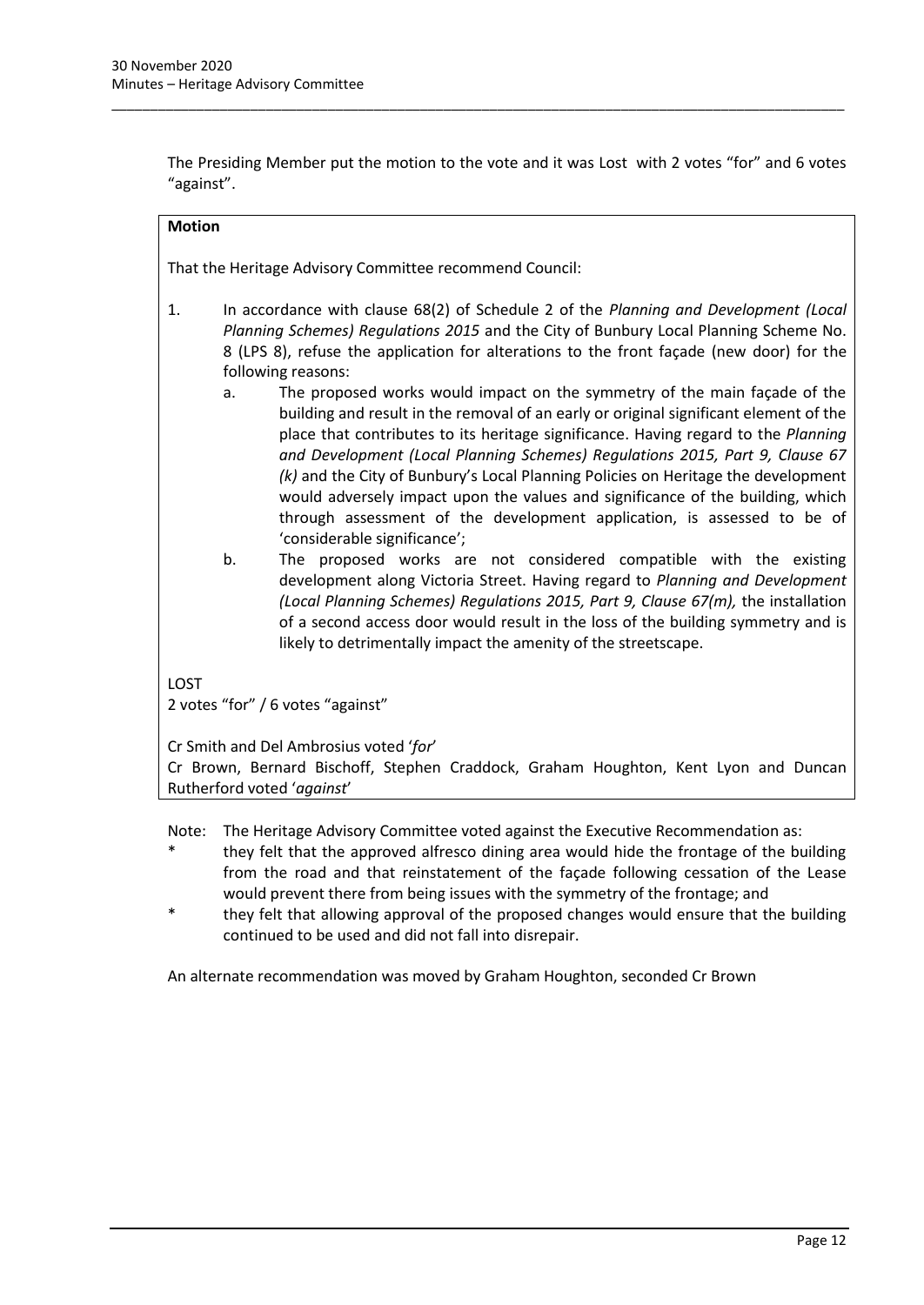The Presiding Member put the motion to the vote and it was Lost with 2 votes "for" and 6 votes "against".

**Motion**

That the Heritage Advisory Committee recommend Council:

1. In accordance with clause 68(2) of Schedule 2 of the *Planning and Development (Local Planning Schemes) Regulations 2015* and the City of Bunbury Local Planning Scheme No. 8 (LPS 8), refuse the application for alterations to the front façade (new door) for the following reasons:
   a. The proposed works would impact on the symmetry of the main façade of the building and result in the removal of an early or original significant element of the place that contributes to its heritage significance. Having regard to the *Planning and Development (Local Planning Schemes) Regulations 2015, Part 9, Clause 67 (k)* and the City of Bunbury's Local Planning Policies on Heritage the development would adversely impact upon the values and significance of the building, which through assessment of the development application, is assessed to be of 'considerable significance';
   b. The proposed works are not considered compatible with the existing development along Victoria Street. Having regard to *Planning and Development (Local Planning Schemes) Regulations 2015, Part 9, Clause 67(m),* the installation of a second access door would result in the loss of the building symmetry and is likely to detrimentally impact the amenity of the streetscape.

LOST
2 votes "for" / 6 votes "against"

Cr Smith and Del Ambrosius voted '*for*'
Cr Brown, Bernard Bischoff, Stephen Craddock, Graham Houghton, Kent Lyon and Duncan Rutherford voted '*against*'

Note: The Heritage Advisory Committee voted against the Executive Recommendation as:

* they felt that the approved alfresco dining area would hide the frontage of the building from the road and that reinstatement of the façade following cessation of the Lease would prevent there from being issues with the symmetry of the frontage; and
* they felt that allowing approval of the proposed changes would ensure that the building continued to be used and did not fall into disrepair.

An alternate recommendation was moved by Graham Houghton, seconded Cr Brown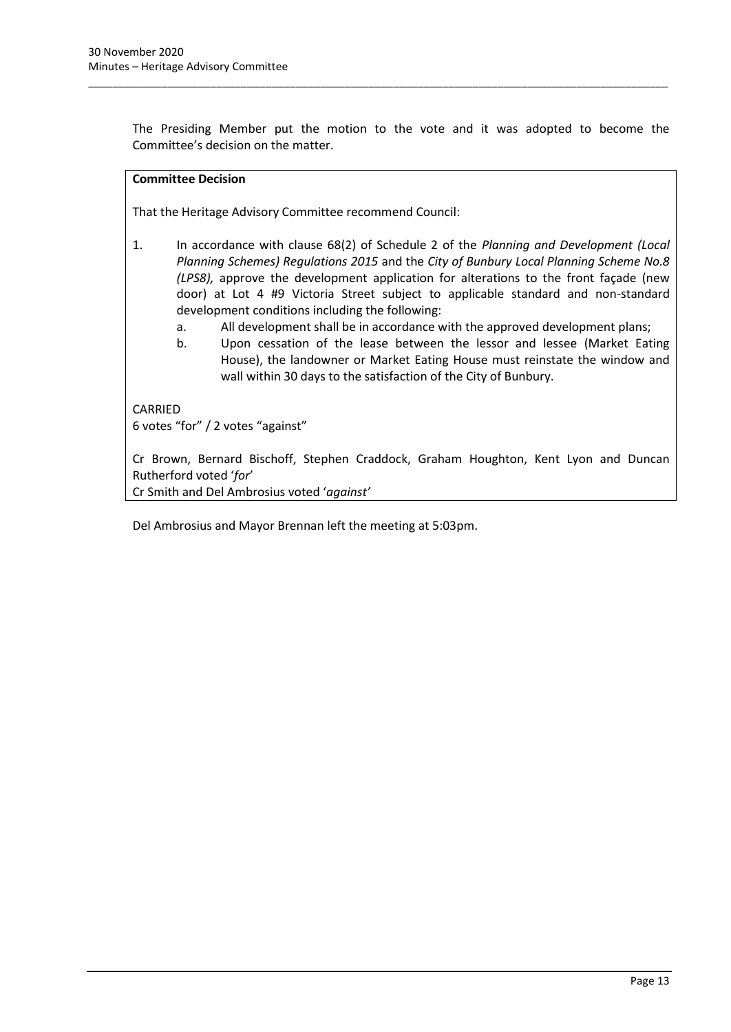The Presiding Member put the motion to the vote and it was adopted to become the Committee's decision on the matter.

**Committee Decision**

That the Heritage Advisory Committee recommend Council:

1. In accordance with clause 68(2) of Schedule 2 of the *Planning and Development (Local Planning Schemes) Regulations 2015* and the *City of Bunbury Local Planning Scheme No.8 (LPS8),* approve the development application for alterations to the front façade (new door) at Lot 4 #9 Victoria Street subject to applicable standard and non-standard development conditions including the following:
   a. All development shall be in accordance with the approved development plans;
   b. Upon cessation of the lease between the lessor and lessee (Market Eating House), the landowner or Market Eating House must reinstate the window and wall within 30 days to the satisfaction of the City of Bunbury.

CARRIED
6 votes "for" / 2 votes "against"

Cr Brown, Bernard Bischoff, Stephen Craddock, Graham Houghton, Kent Lyon and Duncan Rutherford voted '*for*'
Cr Smith and Del Ambrosius voted '*against*'

Del Ambrosius and Mayor Brennan left the meeting at 5:03pm.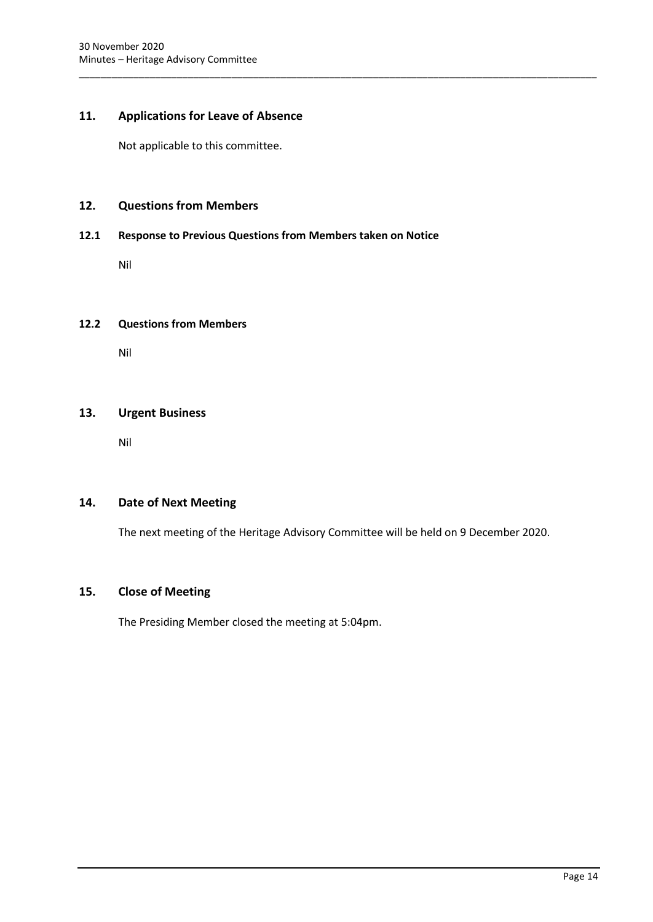## 11. Applications for Leave of Absence

Not applicable to this committee.

## 12. Questions from Members

### 12.1 Response to Previous Questions from Members taken on Notice

Nil

### 12.2 Questions from Members

Nil

## 13. Urgent Business

Nil

## 14. Date of Next Meeting

The next meeting of the Heritage Advisory Committee will be held on 9 December 2020.

## 15. Close of Meeting

The Presiding Member closed the meeting at 5:04pm.